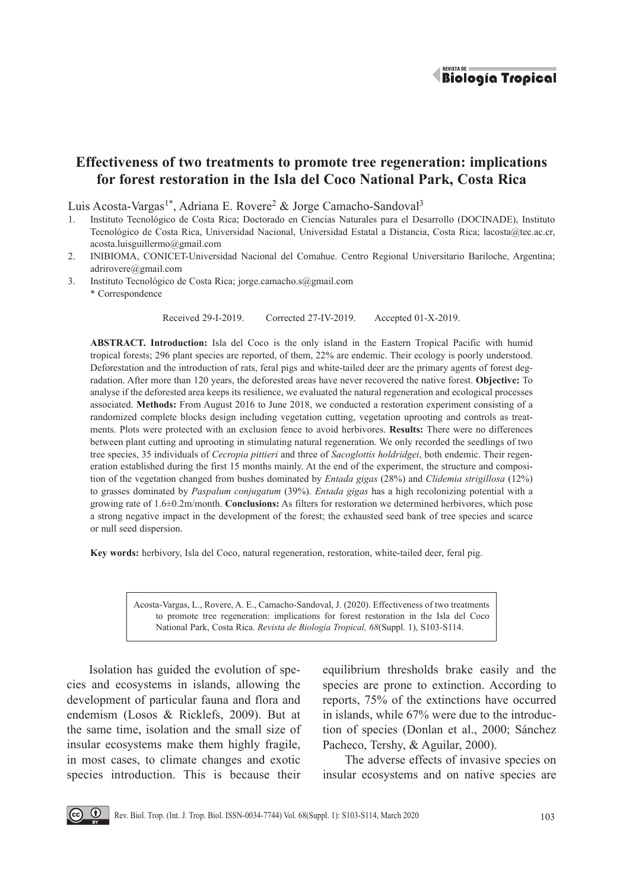# Effectiveness of two treatments to promote tree regeneration: implications for forest restoration in the Isla del Coco National Park, Costa Rica

Luis Acosta-Vargas[1*], Adriana E. Rovere[2] & Jorge Camacho-Sandoval[3]

1. Instituto Tecnológico de Costa Rica; Doctorado en Ciencias Naturales para el Desarrollo (DOCINADE), Instituto Tecnológico de Costa Rica, Universidad Nacional, Universidad Estatal a Distancia, Costa Rica; lacosta@tec.ac.cr, acosta.luisguillermo@gmail.com
2. INIBIOMA, CONICET-Universidad Nacional del Comahue. Centro Regional Universitario Bariloche, Argentina; adrirovere@gmail.com
3. Instituto Tecnológico de Costa Rica; jorge.camacho.s@gmail.com

\* Correspondence

Received 29-I-2019. Corrected 27-IV-2019. Accepted 01-X-2019.

**ABSTRACT. Introduction:** Isla del Coco is the only island in the Eastern Tropical Pacific with humid tropical forests; 296 plant species are reported, of them, 22% are endemic. Their ecology is poorly understood. Deforestation and the introduction of rats, feral pigs and white-tailed deer are the primary agents of forest degradation. After more than 120 years, the deforested areas have never recovered the native forest. **Objective:** To analyse if the deforested area keeps its resilience, we evaluated the natural regeneration and ecological processes associated. **Methods:** From August 2016 to June 2018, we conducted a restoration experiment consisting of a randomized complete blocks design including vegetation cutting, vegetation uprooting and controls as treatments. Plots were protected with an exclusion fence to avoid herbivores. **Results:** There were no differences between plant cutting and uprooting in stimulating natural regeneration. We only recorded the seedlings of two tree species, 35 individuals of *Cecropia pittieri* and three of *Sacoglottis holdridgei*, both endemic. Their regeneration established during the first 15 months mainly. At the end of the experiment, the structure and composition of the vegetation changed from bushes dominated by *Entada gigas* (28%) and *Clidemia strigillosa* (12%) to grasses dominated by *Paspalum conjugatum* (39%). *Entada gigas* has a high recolonizing potential with a growing rate of 1.6±0.2m/month. **Conclusions:** As filters for restoration we determined herbivores, which pose a strong negative impact in the development of the forest; the exhausted seed bank of tree species and scarce or null seed dispersion.

**Key words:** herbivory, Isla del Coco, natural regeneration, restoration, white-tailed deer, feral pig.

Acosta-Vargas, L., Rovere, A. E., Camacho-Sandoval, J. (2020). Effectiveness of two treatments to promote tree regeneration: implications for forest restoration in the Isla del Coco National Park, Costa Rica. *Revista de Biología Tropical, 68*(Suppl. 1), S103-S114.

Isolation has guided the evolution of species and ecosystems in islands, allowing the development of particular fauna and flora and endemism (Losos & Ricklefs, 2009). But at the same time, isolation and the small size of insular ecosystems make them highly fragile, in most cases, to climate changes and exotic species introduction. This is because their equilibrium thresholds brake easily and the species are prone to extinction. According to reports, 75% of the extinctions have occurred in islands, while 67% were due to the introduction of species (Donlan et al., 2000; Sánchez Pacheco, Tershy, & Aguilar, 2000).

The adverse effects of invasive species on insular ecosystems and on native species are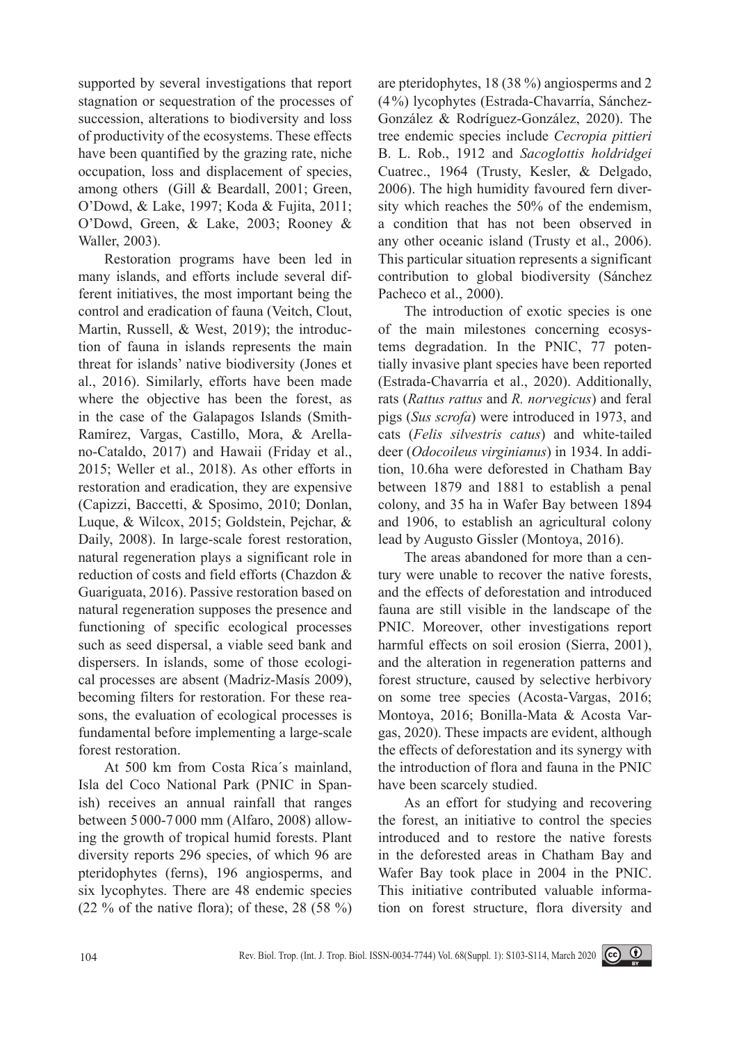supported by several investigations that report stagnation or sequestration of the processes of succession, alterations to biodiversity and loss of productivity of the ecosystems. These effects have been quantified by the grazing rate, niche occupation, loss and displacement of species, among others (Gill & Beardall, 2001; Green, O'Dowd, & Lake, 1997; Koda & Fujita, 2011; O'Dowd, Green, & Lake, 2003; Rooney & Waller, 2003).

Restoration programs have been led in many islands, and efforts include several different initiatives, the most important being the control and eradication of fauna (Veitch, Clout, Martin, Russell, & West, 2019); the introduction of fauna in islands represents the main threat for islands' native biodiversity (Jones et al., 2016). Similarly, efforts have been made where the objective has been the forest, as in the case of the Galapagos Islands (Smith-Ramírez, Vargas, Castillo, Mora, & Arellano-Cataldo, 2017) and Hawaii (Friday et al., 2015; Weller et al., 2018). As other efforts in restoration and eradication, they are expensive (Capizzi, Baccetti, & Sposimo, 2010; Donlan, Luque, & Wilcox, 2015; Goldstein, Pejchar, & Daily, 2008). In large-scale forest restoration, natural regeneration plays a significant role in reduction of costs and field efforts (Chazdon & Guariguata, 2016). Passive restoration based on natural regeneration supposes the presence and functioning of specific ecological processes such as seed dispersal, a viable seed bank and dispersers. In islands, some of those ecological processes are absent (Madriz-Masís 2009), becoming filters for restoration. For these reasons, the evaluation of ecological processes is fundamental before implementing a large-scale forest restoration.

At 500 km from Costa Rica´s mainland, Isla del Coco National Park (PNIC in Spanish) receives an annual rainfall that ranges between 5 000-7 000 mm (Alfaro, 2008) allowing the growth of tropical humid forests. Plant diversity reports 296 species, of which 96 are pteridophytes (ferns), 196 angiosperms, and six lycophytes. There are 48 endemic species (22 % of the native flora); of these, 28 (58 %) are pteridophytes, 18 (38 %) angiosperms and 2 (4 %) lycophytes (Estrada-Chavarría, Sánchez-González & Rodríguez-González, 2020). The tree endemic species include *Cecropia pittieri* B. L. Rob., 1912 and *Sacoglottis holdridgei* Cuatrec., 1964 (Trusty, Kesler, & Delgado, 2006). The high humidity favoured fern diversity which reaches the 50% of the endemism, a condition that has not been observed in any other oceanic island (Trusty et al., 2006). This particular situation represents a significant contribution to global biodiversity (Sánchez Pacheco et al., 2000).

The introduction of exotic species is one of the main milestones concerning ecosystems degradation. In the PNIC, 77 potentially invasive plant species have been reported (Estrada-Chavarría et al., 2020). Additionally, rats (*Rattus rattus* and *R. norvegicus*) and feral pigs (*Sus scrofa*) were introduced in 1973, and cats (*Felis silvestris catus*) and white-tailed deer (*Odocoileus virginianus*) in 1934. In addition, 10.6ha were deforested in Chatham Bay between 1879 and 1881 to establish a penal colony, and 35 ha in Wafer Bay between 1894 and 1906, to establish an agricultural colony lead by Augusto Gissler (Montoya, 2016).

The areas abandoned for more than a century were unable to recover the native forests, and the effects of deforestation and introduced fauna are still visible in the landscape of the PNIC. Moreover, other investigations report harmful effects on soil erosion (Sierra, 2001), and the alteration in regeneration patterns and forest structure, caused by selective herbivory on some tree species (Acosta-Vargas, 2016; Montoya, 2016; Bonilla-Mata & Acosta Vargas, 2020). These impacts are evident, although the effects of deforestation and its synergy with the introduction of flora and fauna in the PNIC have been scarcely studied.

As an effort for studying and recovering the forest, an initiative to control the species introduced and to restore the native forests in the deforested areas in Chatham Bay and Wafer Bay took place in 2004 in the PNIC. This initiative contributed valuable information on forest structure, flora diversity and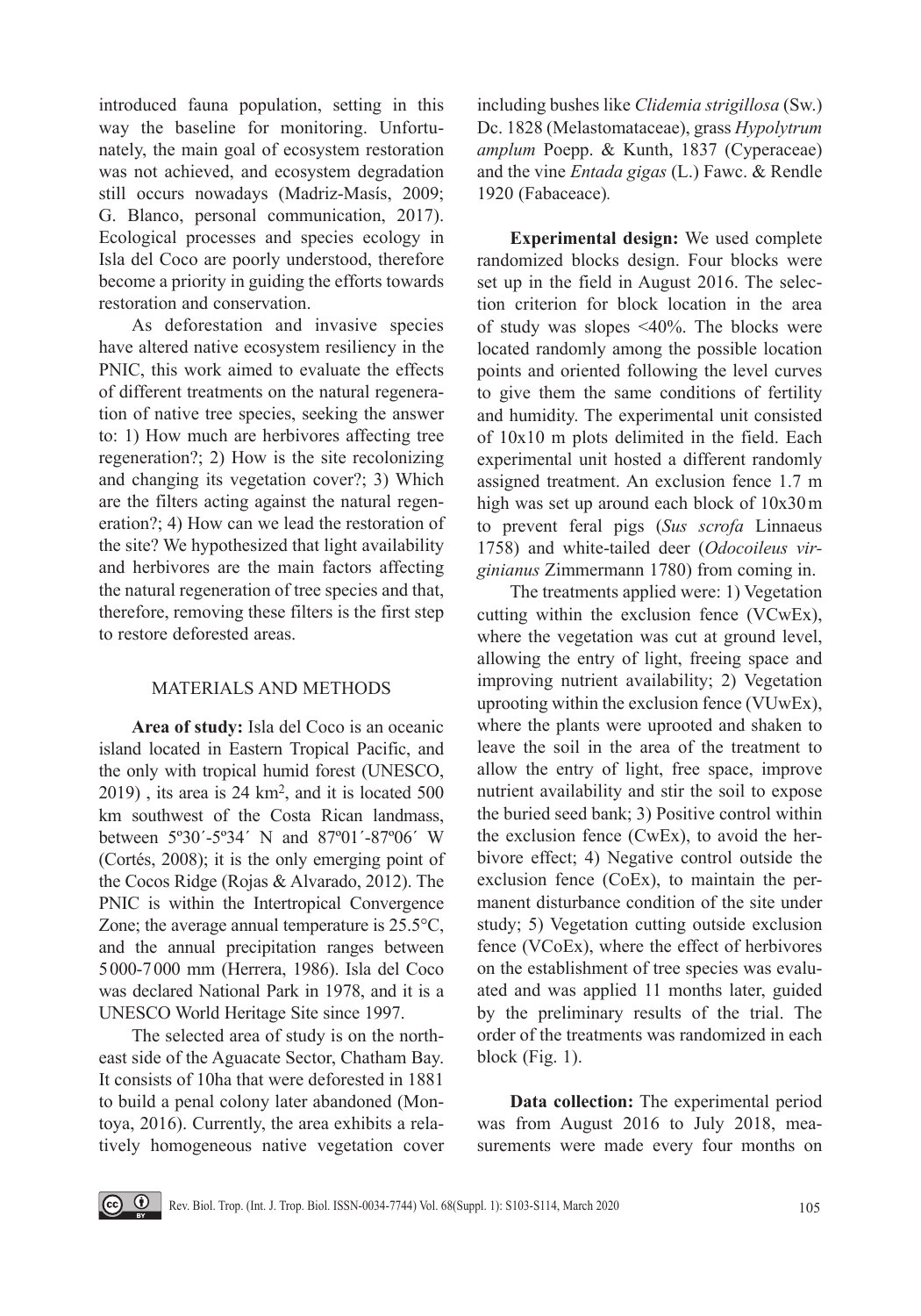introduced fauna population, setting in this way the baseline for monitoring. Unfortunately, the main goal of ecosystem restoration was not achieved, and ecosystem degradation still occurs nowadays (Madriz-Masís, 2009; G. Blanco, personal communication, 2017). Ecological processes and species ecology in Isla del Coco are poorly understood, therefore become a priority in guiding the efforts towards restoration and conservation.

As deforestation and invasive species have altered native ecosystem resiliency in the PNIC, this work aimed to evaluate the effects of different treatments on the natural regeneration of native tree species, seeking the answer to: 1) How much are herbivores affecting tree regeneration?; 2) How is the site recolonizing and changing its vegetation cover?; 3) Which are the filters acting against the natural regeneration?; 4) How can we lead the restoration of the site? We hypothesized that light availability and herbivores are the main factors affecting the natural regeneration of tree species and that, therefore, removing these filters is the first step to restore deforested areas.

## MATERIALS AND METHODS

**Area of study:** Isla del Coco is an oceanic island located in Eastern Tropical Pacific, and the only with tropical humid forest (UNESCO, 2019) , its area is 24 km$^2$, and it is located 500 km southwest of the Costa Rican landmass, between 5º30´-5º34´ N and 87º01´-87º06´ W (Cortés, 2008); it is the only emerging point of the Cocos Ridge (Rojas & Alvarado, 2012). The PNIC is within the Intertropical Convergence Zone; the average annual temperature is 25.5°C, and the annual precipitation ranges between 5000-7000 mm (Herrera, 1986). Isla del Coco was declared National Park in 1978, and it is a UNESCO World Heritage Site since 1997.

The selected area of study is on the northeast side of the Aguacate Sector, Chatham Bay. It consists of 10ha that were deforested in 1881 to build a penal colony later abandoned (Montoya, 2016). Currently, the area exhibits a relatively homogeneous native vegetation cover including bushes like *Clidemia strigillosa* (Sw.) Dc. 1828 (Melastomataceae), grass *Hypolytrum amplum* Poepp. & Kunth, 1837 (Cyperaceae) and the vine *Entada gigas* (L.) Fawc. & Rendle 1920 (Fabaceace).

**Experimental design:** We used complete randomized blocks design. Four blocks were set up in the field in August 2016. The selection criterion for block location in the area of study was slopes <40%. The blocks were located randomly among the possible location points and oriented following the level curves to give them the same conditions of fertility and humidity. The experimental unit consisted of 10x10 m plots delimited in the field. Each experimental unit hosted a different randomly assigned treatment. An exclusion fence 1.7 m high was set up around each block of 10x30 m to prevent feral pigs (*Sus scrofa* Linnaeus 1758) and white-tailed deer (*Odocoileus virginianus* Zimmermann 1780) from coming in.

The treatments applied were: 1) Vegetation cutting within the exclusion fence (VCwEx), where the vegetation was cut at ground level, allowing the entry of light, freeing space and improving nutrient availability; 2) Vegetation uprooting within the exclusion fence (VUwEx), where the plants were uprooted and shaken to leave the soil in the area of the treatment to allow the entry of light, free space, improve nutrient availability and stir the soil to expose the buried seed bank; 3) Positive control within the exclusion fence (CwEx), to avoid the herbivore effect; 4) Negative control outside the exclusion fence (CoEx), to maintain the permanent disturbance condition of the site under study; 5) Vegetation cutting outside exclusion fence (VCoEx), where the effect of herbivores on the establishment of tree species was evaluated and was applied 11 months later, guided by the preliminary results of the trial. The order of the treatments was randomized in each block (Fig. 1).

**Data collection:** The experimental period was from August 2016 to July 2018, measurements were made every four months on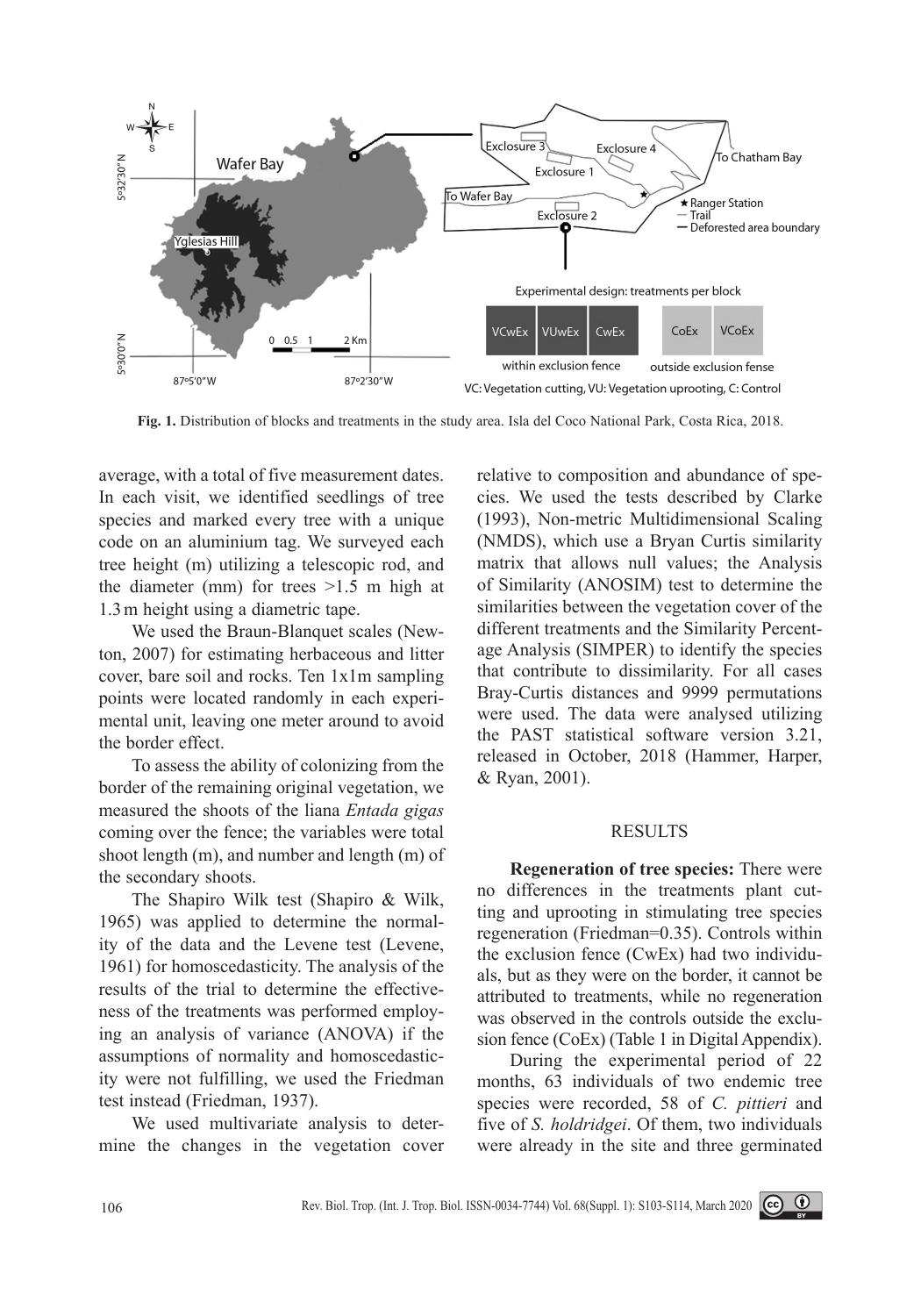**Fig. 1.** Distribution of blocks and treatments in the study area. Isla del Coco National Park, Costa Rica, 2018.

average, with a total of five measurement dates. In each visit, we identified seedlings of tree species and marked every tree with a unique code on an aluminium tag. We surveyed each tree height (m) utilizing a telescopic rod, and the diameter (mm) for trees >1.5 m high at 1.3 m height using a diametric tape.

We used the Braun-Blanquet scales (Newton, 2007) for estimating herbaceous and litter cover, bare soil and rocks. Ten 1x1m sampling points were located randomly in each experimental unit, leaving one meter around to avoid the border effect.

To assess the ability of colonizing from the border of the remaining original vegetation, we measured the shoots of the liana *Entada gigas* coming over the fence; the variables were total shoot length (m), and number and length (m) of the secondary shoots.

The Shapiro Wilk test (Shapiro & Wilk, 1965) was applied to determine the normality of the data and the Levene test (Levene, 1961) for homoscedasticity. The analysis of the results of the trial to determine the effectiveness of the treatments was performed employing an analysis of variance (ANOVA) if the assumptions of normality and homoscedasticity were not fulfilling, we used the Friedman test instead (Friedman, 1937).

We used multivariate analysis to determine the changes in the vegetation cover relative to composition and abundance of species. We used the tests described by Clarke (1993), Non-metric Multidimensional Scaling (NMDS), which use a Bryan Curtis similarity matrix that allows null values; the Analysis of Similarity (ANOSIM) test to determine the similarities between the vegetation cover of the different treatments and the Similarity Percentage Analysis (SIMPER) to identify the species that contribute to dissimilarity. For all cases Bray-Curtis distances and 9999 permutations were used. The data were analysed utilizing the PAST statistical software version 3.21, released in October, 2018 (Hammer, Harper, & Ryan, 2001).

## RESULTS

**Regeneration of tree species:** There were no differences in the treatments plant cutting and uprooting in stimulating tree species regeneration (Friedman=0.35). Controls within the exclusion fence (CwEx) had two individuals, but as they were on the border, it cannot be attributed to treatments, while no regeneration was observed in the controls outside the exclusion fence (CoEx) (Table 1 in Digital Appendix).

During the experimental period of 22 months, 63 individuals of two endemic tree species were recorded, 58 of *C. pittieri* and five of *S. holdridgei*. Of them, two individuals were already in the site and three germinated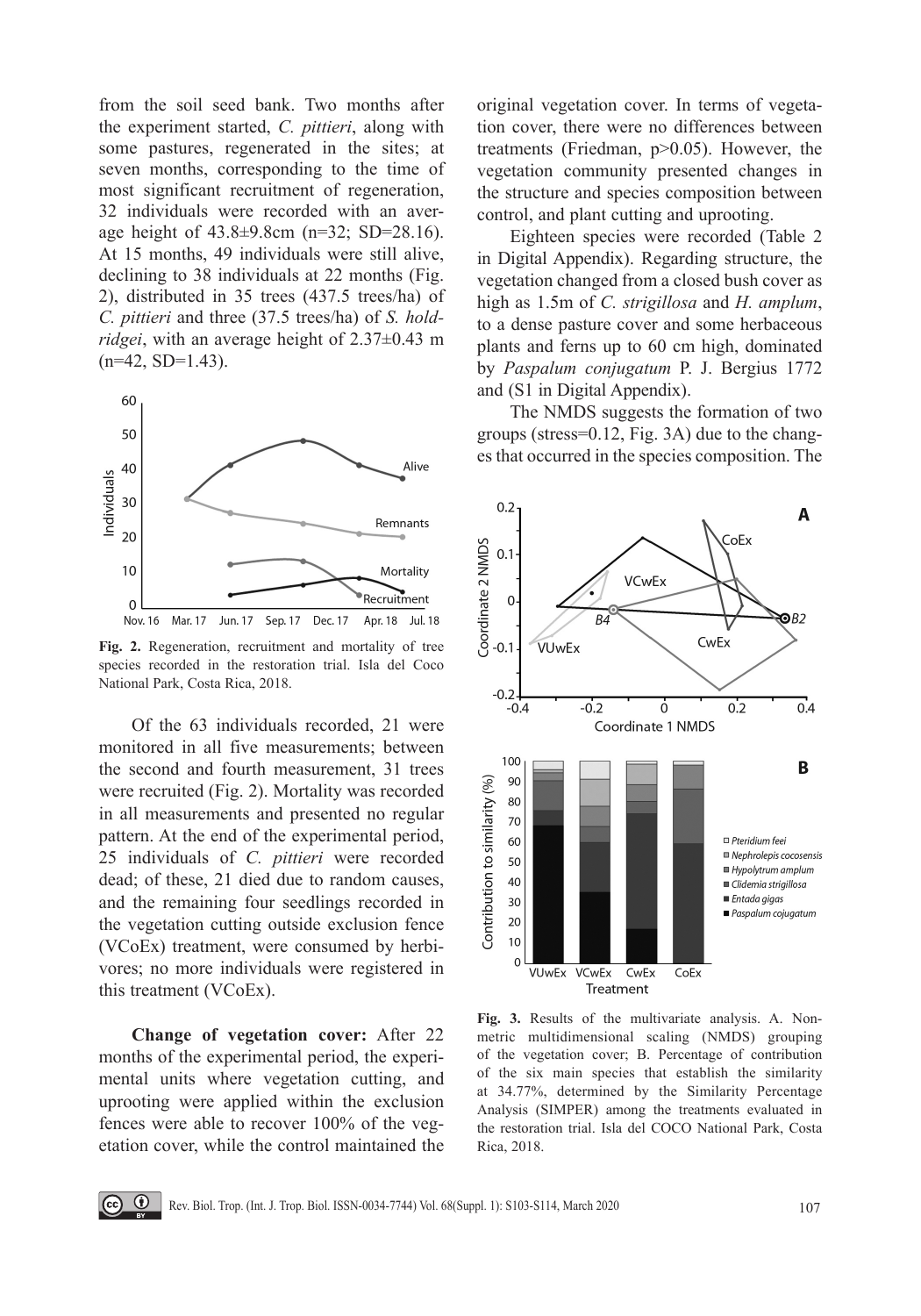from the soil seed bank. Two months after the experiment started, *C. pittieri*, along with some pastures, regenerated in the sites; at seven months, corresponding to the time of most significant recruitment of regeneration, 32 individuals were recorded with an average height of 43.8±9.8cm (n=32; SD=28.16). At 15 months, 49 individuals were still alive, declining to 38 individuals at 22 months (Fig. 2), distributed in 35 trees (437.5 trees/ha) of *C. pittieri* and three (37.5 trees/ha) of *S. holdridgei*, with an average height of 2.37±0.43 m (n=42, SD=1.43).

**Fig. 2.** Regeneration, recruitment and mortality of tree species recorded in the restoration trial. Isla del Coco National Park, Costa Rica, 2018.

Of the 63 individuals recorded, 21 were monitored in all five measurements; between the second and fourth measurement, 31 trees were recruited (Fig. 2). Mortality was recorded in all measurements and presented no regular pattern. At the end of the experimental period, 25 individuals of *C. pittieri* were recorded dead; of these, 21 died due to random causes, and the remaining four seedlings recorded in the vegetation cutting outside exclusion fence (VCoEx) treatment, were consumed by herbivores; no more individuals were registered in this treatment (VCoEx).

**Change of vegetation cover:** After 22 months of the experimental period, the experimental units where vegetation cutting, and uprooting were applied within the exclusion fences were able to recover 100% of the vegetation cover, while the control maintained the original vegetation cover. In terms of vegetation cover, there were no differences between treatments (Friedman, p>0.05). However, the vegetation community presented changes in the structure and species composition between control, and plant cutting and uprooting.

Eighteen species were recorded (Table 2 in Digital Appendix). Regarding structure, the vegetation changed from a closed bush cover as high as 1.5m of *C. strigillosa* and *H. amplum*, to a dense pasture cover and some herbaceous plants and ferns up to 60 cm high, dominated by *Paspalum conjugatum* P. J. Bergius 1772 and (S1 in Digital Appendix).

The NMDS suggests the formation of two groups (stress=0.12, Fig. 3A) due to the changes that occurred in the species composition. The

**Fig. 3.** Results of the multivariate analysis. A. Non-metric multidimensional scaling (NMDS) grouping of the vegetation cover; B. Percentage of contribution of the six main species that establish the similarity at 34.77%, determined by the Similarity Percentage Analysis (SIMPER) among the treatments evaluated in the restoration trial. Isla del COCO National Park, Costa Rica, 2018.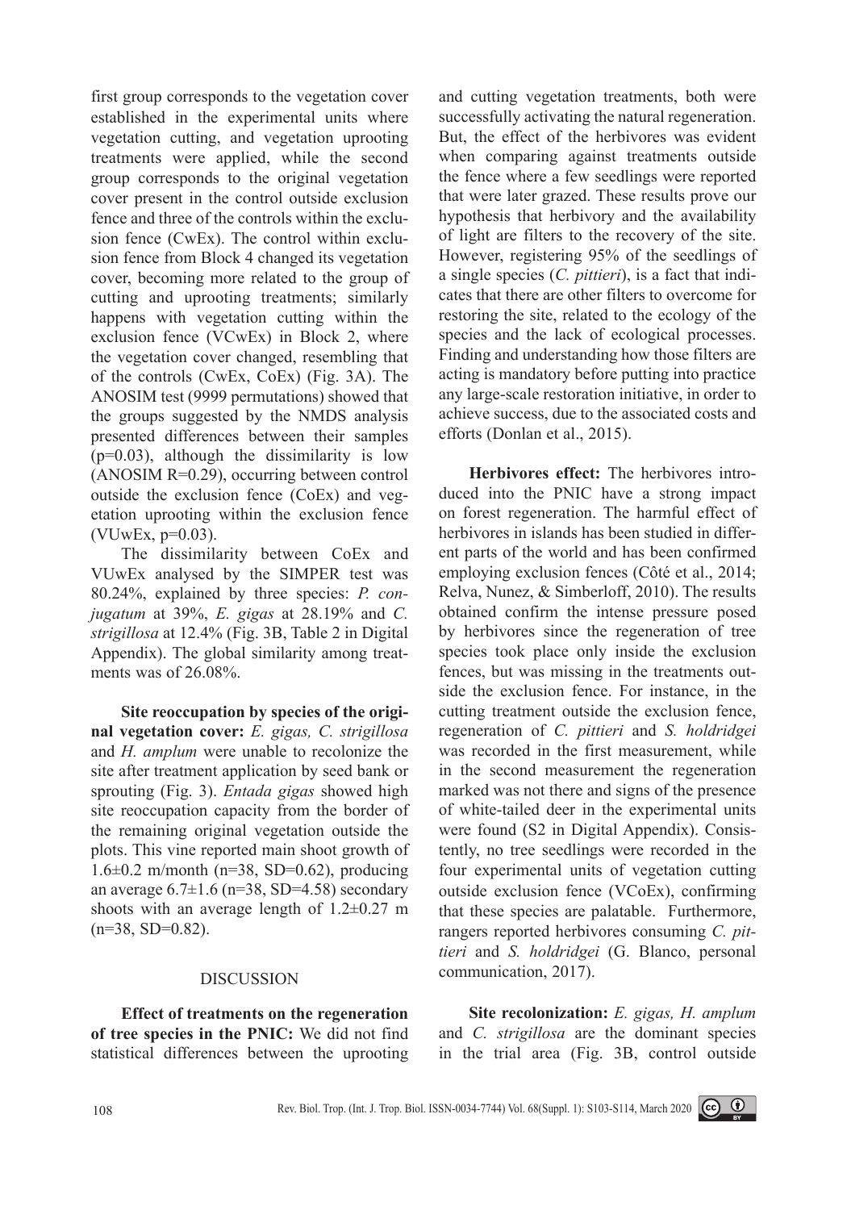first group corresponds to the vegetation cover established in the experimental units where vegetation cutting, and vegetation uprooting treatments were applied, while the second group corresponds to the original vegetation cover present in the control outside exclusion fence and three of the controls within the exclusion fence (CwEx). The control within exclusion fence from Block 4 changed its vegetation cover, becoming more related to the group of cutting and uprooting treatments; similarly happens with vegetation cutting within the exclusion fence (VCwEx) in Block 2, where the vegetation cover changed, resembling that of the controls (CwEx, CoEx) (Fig. 3A). The ANOSIM test (9999 permutations) showed that the groups suggested by the NMDS analysis presented differences between their samples ($p=0.03$), although the dissimilarity is low (ANOSIM $R=0.29$), occurring between control outside the exclusion fence (CoEx) and vegetation uprooting within the exclusion fence (VUwEx, $p=0.03$).

The dissimilarity between CoEx and VUwEx analysed by the SIMPER test was 80.24%, explained by three species: *P. conjugatum* at 39%, *E. gigas* at 28.19% and *C. strigillosa* at 12.4% (Fig. 3B, Table 2 in Digital Appendix). The global similarity among treatments was of 26.08%.

**Site reoccupation by species of the original vegetation cover:** *E. gigas, C. strigillosa* and *H. amplum* were unable to recolonize the site after treatment application by seed bank or sprouting (Fig. 3). *Entada gigas* showed high site reoccupation capacity from the border of the remaining original vegetation outside the plots. This vine reported main shoot growth of 1.6±0.2 m/month ($n=38$, $SD=0.62$), producing an average 6.7±1.6 ($n=38$, $SD=4.58$) secondary shoots with an average length of 1.2±0.27 m ($n=38$, $SD=0.82$).

## DISCUSSION

**Effect of treatments on the regeneration of tree species in the PNIC:** We did not find statistical differences between the uprooting and cutting vegetation treatments, both were successfully activating the natural regeneration. But, the effect of the herbivores was evident when comparing against treatments outside the fence where a few seedlings were reported that were later grazed. These results prove our hypothesis that herbivory and the availability of light are filters to the recovery of the site. However, registering 95% of the seedlings of a single species (*C. pittieri*), is a fact that indicates that there are other filters to overcome for restoring the site, related to the ecology of the species and the lack of ecological processes. Finding and understanding how those filters are acting is mandatory before putting into practice any large-scale restoration initiative, in order to achieve success, due to the associated costs and efforts (Donlan et al., 2015).

**Herbivores effect:** The herbivores introduced into the PNIC have a strong impact on forest regeneration. The harmful effect of herbivores in islands has been studied in different parts of the world and has been confirmed employing exclusion fences (Côté et al., 2014; Relva, Nunez, & Simberloff, 2010). The results obtained confirm the intense pressure posed by herbivores since the regeneration of tree species took place only inside the exclusion fences, but was missing in the treatments outside the exclusion fence. For instance, in the cutting treatment outside the exclusion fence, regeneration of *C. pittieri* and *S. holdridgei* was recorded in the first measurement, while in the second measurement the regeneration marked was not there and signs of the presence of white-tailed deer in the experimental units were found (S2 in Digital Appendix). Consistently, no tree seedlings were recorded in the four experimental units of vegetation cutting outside exclusion fence (VCoEx), confirming that these species are palatable. Furthermore, rangers reported herbivores consuming *C. pittieri* and *S. holdridgei* (G. Blanco, personal communication, 2017).

**Site recolonization:** *E. gigas, H. amplum* and *C. strigillosa* are the dominant species in the trial area (Fig. 3B, control outside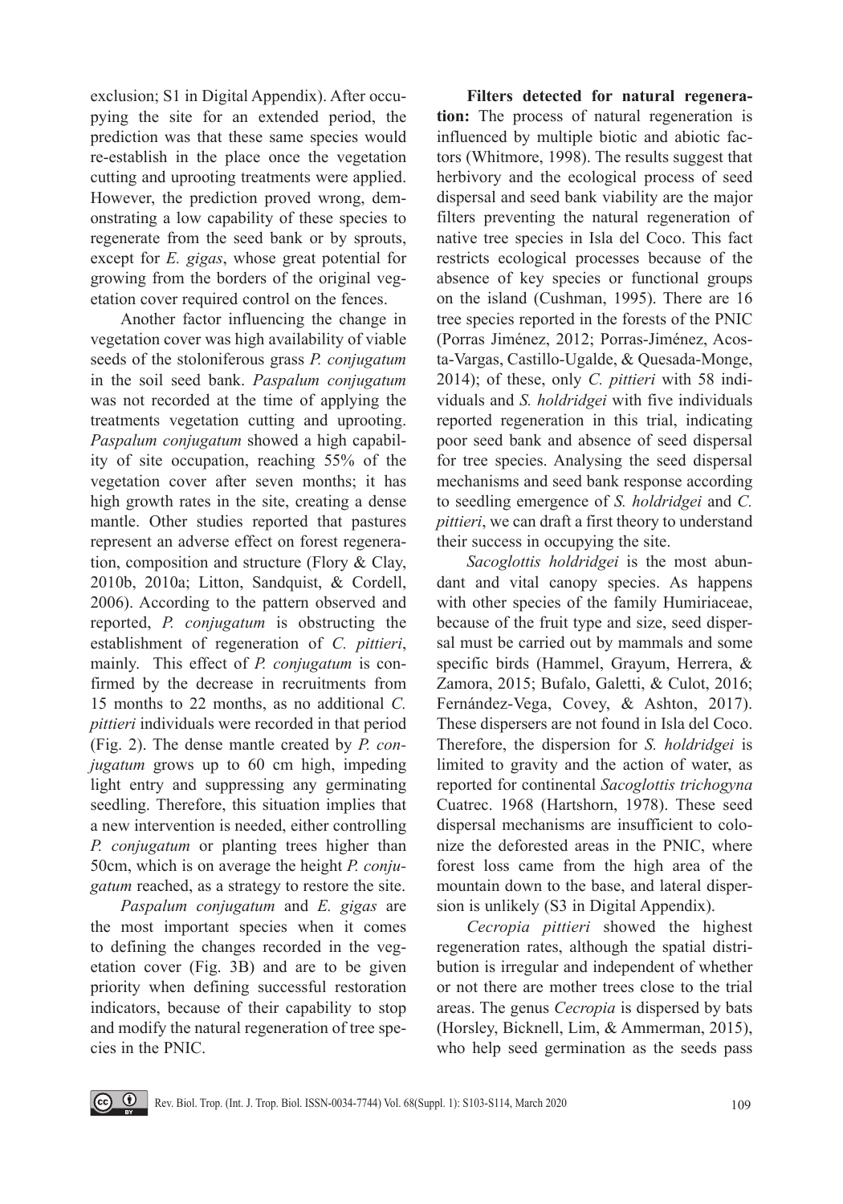exclusion; S1 in Digital Appendix). After occupying the site for an extended period, the prediction was that these same species would re-establish in the place once the vegetation cutting and uprooting treatments were applied. However, the prediction proved wrong, demonstrating a low capability of these species to regenerate from the seed bank or by sprouts, except for *E. gigas*, whose great potential for growing from the borders of the original vegetation cover required control on the fences.

Another factor influencing the change in vegetation cover was high availability of viable seeds of the stoloniferous grass *P. conjugatum* in the soil seed bank. *Paspalum conjugatum* was not recorded at the time of applying the treatments vegetation cutting and uprooting. *Paspalum conjugatum* showed a high capability of site occupation, reaching 55% of the vegetation cover after seven months; it has high growth rates in the site, creating a dense mantle. Other studies reported that pastures represent an adverse effect on forest regeneration, composition and structure (Flory & Clay, 2010b, 2010a; Litton, Sandquist, & Cordell, 2006). According to the pattern observed and reported, *P. conjugatum* is obstructing the establishment of regeneration of *C. pittieri*, mainly. This effect of *P. conjugatum* is confirmed by the decrease in recruitments from 15 months to 22 months, as no additional *C. pittieri* individuals were recorded in that period (Fig. 2). The dense mantle created by *P. conjugatum* grows up to 60 cm high, impeding light entry and suppressing any germinating seedling. Therefore, this situation implies that a new intervention is needed, either controlling *P. conjugatum* or planting trees higher than 50cm, which is on average the height *P. conjugatum* reached, as a strategy to restore the site.

*Paspalum conjugatum* and *E. gigas* are the most important species when it comes to defining the changes recorded in the vegetation cover (Fig. 3B) and are to be given priority when defining successful restoration indicators, because of their capability to stop and modify the natural regeneration of tree species in the PNIC.

**Filters detected for natural regeneration:** The process of natural regeneration is influenced by multiple biotic and abiotic factors (Whitmore, 1998). The results suggest that herbivory and the ecological process of seed dispersal and seed bank viability are the major filters preventing the natural regeneration of native tree species in Isla del Coco. This fact restricts ecological processes because of the absence of key species or functional groups on the island (Cushman, 1995). There are 16 tree species reported in the forests of the PNIC (Porras Jiménez, 2012; Porras-Jiménez, Acosta-Vargas, Castillo-Ugalde, & Quesada-Monge, 2014); of these, only *C. pittieri* with 58 individuals and *S. holdridgei* with five individuals reported regeneration in this trial, indicating poor seed bank and absence of seed dispersal for tree species. Analysing the seed dispersal mechanisms and seed bank response according to seedling emergence of *S. holdridgei* and *C. pittieri*, we can draft a first theory to understand their success in occupying the site.

*Sacoglottis holdridgei* is the most abundant and vital canopy species. As happens with other species of the family Humiriaceae, because of the fruit type and size, seed dispersal must be carried out by mammals and some specific birds (Hammel, Grayum, Herrera, & Zamora, 2015; Bufalo, Galetti, & Culot, 2016; Fernández-Vega, Covey, & Ashton, 2017). These dispersers are not found in Isla del Coco. Therefore, the dispersion for *S. holdridgei* is limited to gravity and the action of water, as reported for continental *Sacoglottis trichogyna* Cuatrec. 1968 (Hartshorn, 1978). These seed dispersal mechanisms are insufficient to colonize the deforested areas in the PNIC, where forest loss came from the high area of the mountain down to the base, and lateral dispersion is unlikely (S3 in Digital Appendix).

*Cecropia pittieri* showed the highest regeneration rates, although the spatial distribution is irregular and independent of whether or not there are mother trees close to the trial areas. The genus *Cecropia* is dispersed by bats (Horsley, Bicknell, Lim, & Ammerman, 2015), who help seed germination as the seeds pass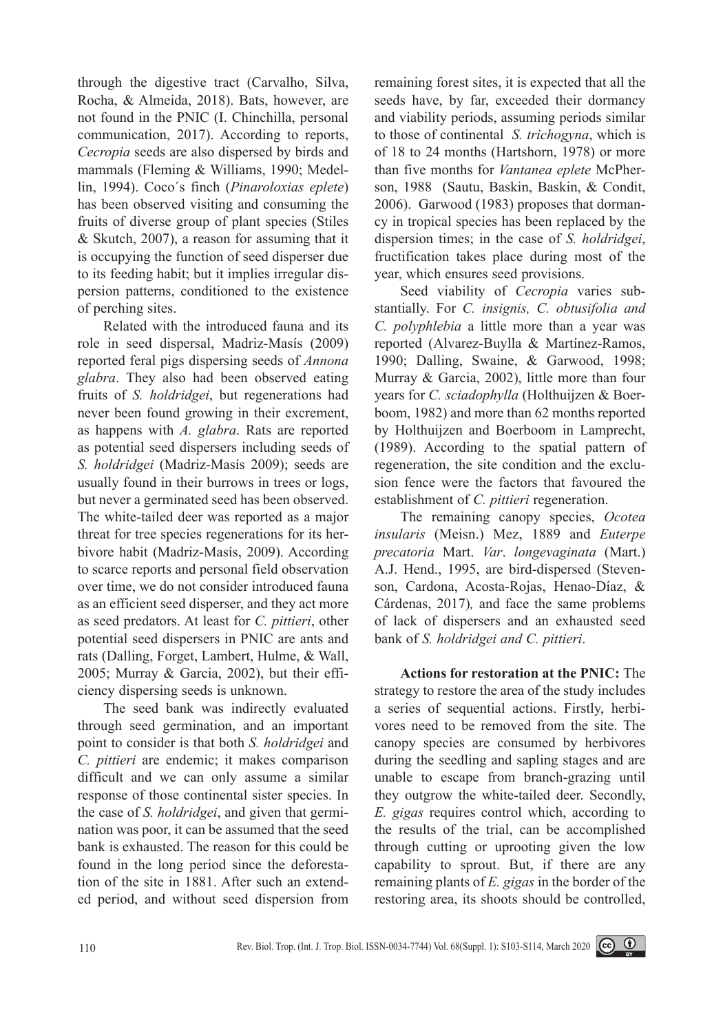through the digestive tract (Carvalho, Silva, Rocha, & Almeida, 2018). Bats, however, are not found in the PNIC (I. Chinchilla, personal communication, 2017). According to reports, *Cecropia* seeds are also dispersed by birds and mammals (Fleming & Williams, 1990; Medellin, 1994). Coco´s finch (*Pinaroloxias eplete*) has been observed visiting and consuming the fruits of diverse group of plant species (Stiles & Skutch, 2007), a reason for assuming that it is occupying the function of seed disperser due to its feeding habit; but it implies irregular dispersion patterns, conditioned to the existence of perching sites.

Related with the introduced fauna and its role in seed dispersal, Madriz-Masís (2009) reported feral pigs dispersing seeds of *Annona glabra*. They also had been observed eating fruits of *S. holdridgei*, but regenerations had never been found growing in their excrement, as happens with *A. glabra*. Rats are reported as potential seed dispersers including seeds of *S. holdridgei* (Madriz-Masís 2009); seeds are usually found in their burrows in trees or logs, but never a germinated seed has been observed. The white-tailed deer was reported as a major threat for tree species regenerations for its herbivore habit (Madriz-Masís, 2009). According to scarce reports and personal field observation over time, we do not consider introduced fauna as an efficient seed disperser, and they act more as seed predators. At least for *C. pittieri*, other potential seed dispersers in PNIC are ants and rats (Dalling, Forget, Lambert, Hulme, & Wall, 2005; Murray & Garcia, 2002), but their efficiency dispersing seeds is unknown.

The seed bank was indirectly evaluated through seed germination, and an important point to consider is that both *S. holdridgei* and *C. pittieri* are endemic; it makes comparison difficult and we can only assume a similar response of those continental sister species. In the case of *S. holdridgei*, and given that germination was poor, it can be assumed that the seed bank is exhausted. The reason for this could be found in the long period since the deforestation of the site in 1881. After such an extended period, and without seed dispersion from remaining forest sites, it is expected that all the seeds have, by far, exceeded their dormancy and viability periods, assuming periods similar to those of continental *S. trichogyna*, which is of 18 to 24 months (Hartshorn, 1978) or more than five months for *Vantanea eplete* McPherson, 1988 (Sautu, Baskin, Baskin, & Condit, 2006). Garwood (1983) proposes that dormancy in tropical species has been replaced by the dispersion times; in the case of *S. holdridgei*, fructification takes place during most of the year, which ensures seed provisions.

Seed viability of *Cecropia* varies substantially. For *C. insignis, C. obtusifolia and C. polyphlebia* a little more than a year was reported (Alvarez-Buylla & Martínez-Ramos, 1990; Dalling, Swaine, & Garwood, 1998; Murray & Garcia, 2002), little more than four years for *C. sciadophylla* (Holthuijzen & Boerboom, 1982) and more than 62 months reported by Holthuijzen and Boerboom in Lamprecht, (1989). According to the spatial pattern of regeneration, the site condition and the exclusion fence were the factors that favoured the establishment of *C. pittieri* regeneration.

The remaining canopy species, *Ocotea insularis* (Meisn.) Mez, 1889 and *Euterpe precatoria* Mart. *Var*. *longevaginata* (Mart.) A.J. Hend., 1995, are bird-dispersed (Stevenson, Cardona, Acosta-Rojas, Henao-Díaz, & Cárdenas, 2017), and face the same problems of lack of dispersers and an exhausted seed bank of *S. holdridgei and C. pittieri*.

**Actions for restoration at the PNIC:** The strategy to restore the area of the study includes a series of sequential actions. Firstly, herbivores need to be removed from the site. The canopy species are consumed by herbivores during the seedling and sapling stages and are unable to escape from branch-grazing until they outgrow the white-tailed deer. Secondly, *E. gigas* requires control which, according to the results of the trial, can be accomplished through cutting or uprooting given the low capability to sprout. But, if there are any remaining plants of *E. gigas* in the border of the restoring area, its shoots should be controlled,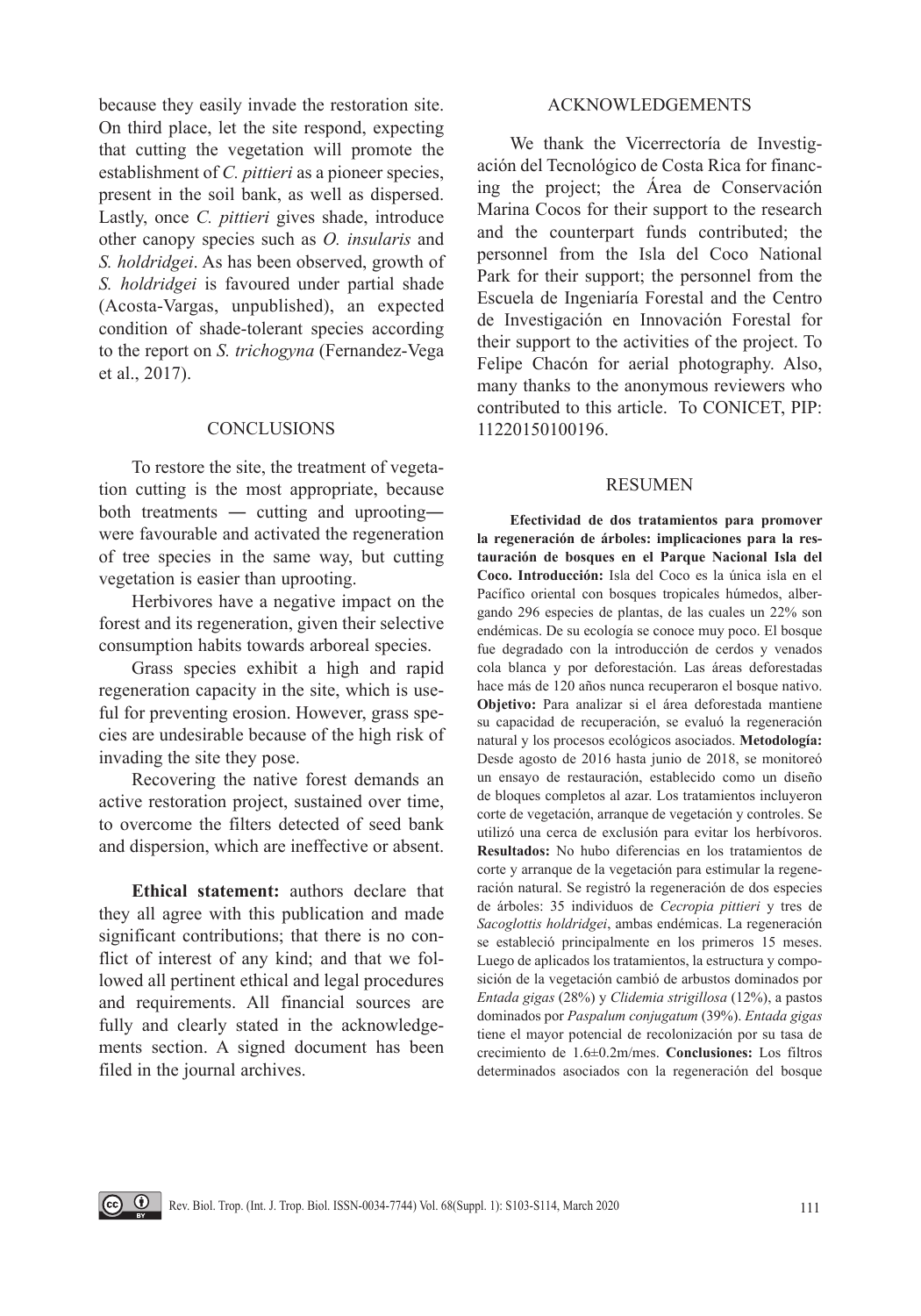because they easily invade the restoration site. On third place, let the site respond, expecting that cutting the vegetation will promote the establishment of *C. pittieri* as a pioneer species, present in the soil bank, as well as dispersed. Lastly, once *C. pittieri* gives shade, introduce other canopy species such as *O. insularis* and *S. holdridgei*. As has been observed, growth of *S. holdridgei* is favoured under partial shade (Acosta-Vargas, unpublished), an expected condition of shade-tolerant species according to the report on *S. trichogyna* (Fernandez-Vega et al., 2017).

## CONCLUSIONS

To restore the site, the treatment of vegetation cutting is the most appropriate, because both treatments ― cutting and uprooting― were favourable and activated the regeneration of tree species in the same way, but cutting vegetation is easier than uprooting.

Herbivores have a negative impact on the forest and its regeneration, given their selective consumption habits towards arboreal species.

Grass species exhibit a high and rapid regeneration capacity in the site, which is useful for preventing erosion. However, grass species are undesirable because of the high risk of invading the site they pose.

Recovering the native forest demands an active restoration project, sustained over time, to overcome the filters detected of seed bank and dispersion, which are ineffective or absent.

**Ethical statement:** authors declare that they all agree with this publication and made significant contributions; that there is no conflict of interest of any kind; and that we followed all pertinent ethical and legal procedures and requirements. All financial sources are fully and clearly stated in the acknowledgements section. A signed document has been filed in the journal archives.

## ACKNOWLEDGEMENTS

We thank the Vicerrectoría de Investigación del Tecnológico de Costa Rica for financing the project; the Área de Conservación Marina Cocos for their support to the research and the counterpart funds contributed; the personnel from the Isla del Coco National Park for their support; the personnel from the Escuela de Ingeniaría Forestal and the Centro de Investigación en Innovación Forestal for their support to the activities of the project. To Felipe Chacón for aerial photography. Also, many thanks to the anonymous reviewers who contributed to this article. To CONICET, PIP: 11220150100196.

## RESUMEN

**Efectividad de dos tratamientos para promover la regeneración de árboles: implicaciones para la restauración de bosques en el Parque Nacional Isla del Coco. Introducción:** Isla del Coco es la única isla en el Pacífico oriental con bosques tropicales húmedos, albergando 296 especies de plantas, de las cuales un 22% son endémicas. De su ecología se conoce muy poco. El bosque fue degradado con la introducción de cerdos y venados cola blanca y por deforestación. Las áreas deforestadas hace más de 120 años nunca recuperaron el bosque nativo. **Objetivo:** Para analizar si el área deforestada mantiene su capacidad de recuperación, se evaluó la regeneración natural y los procesos ecológicos asociados. **Metodología:** Desde agosto de 2016 hasta junio de 2018, se monitoreó un ensayo de restauración, establecido como un diseño de bloques completos al azar. Los tratamientos incluyeron corte de vegetación, arranque de vegetación y controles. Se utilizó una cerca de exclusión para evitar los herbívoros. **Resultados:** No hubo diferencias en los tratamientos de corte y arranque de la vegetación para estimular la regeneración natural. Se registró la regeneración de dos especies de árboles: 35 individuos de *Cecropia pittieri* y tres de *Sacoglottis holdridgei*, ambas endémicas. La regeneración se estableció principalmente en los primeros 15 meses. Luego de aplicados los tratamientos, la estructura y composición de la vegetación cambió de arbustos dominados por *Entada gigas* (28%) y *Clidemia strigillosa* (12%), a pastos dominados por *Paspalum conjugatum* (39%). *Entada gigas* tiene el mayor potencial de recolonización por su tasa de crecimiento de 1.6±0.2m/mes. **Conclusiones:** Los filtros determinados asociados con la regeneración del bosque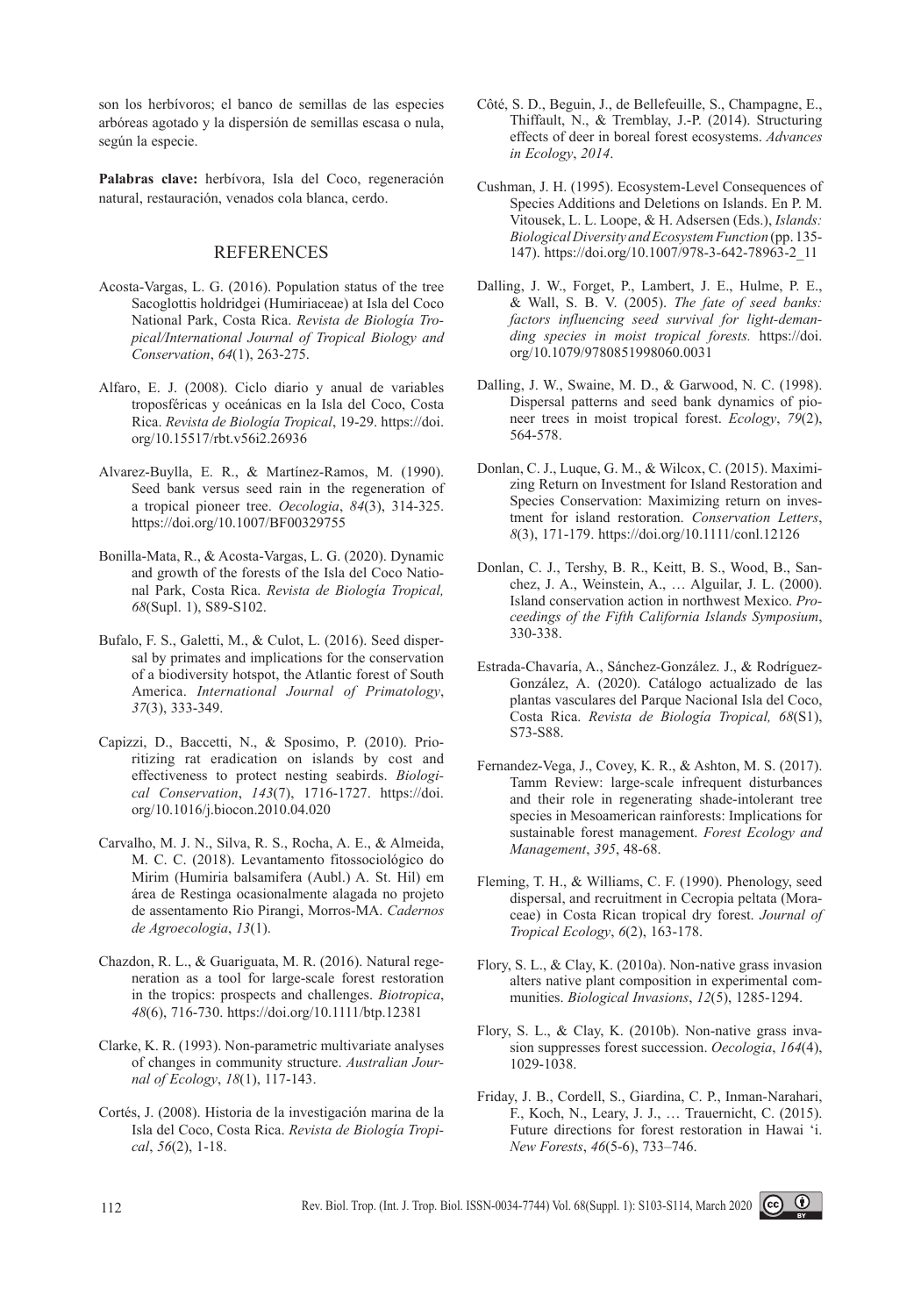son los herbívoros; el banco de semillas de las especies arbóreas agotado y la dispersión de semillas escasa o nula, según la especie.

**Palabras clave:** herbívora, Isla del Coco, regeneración natural, restauración, venados cola blanca, cerdo.

## REFERENCES

Acosta-Vargas, L. G. (2016). Population status of the tree Sacoglottis holdridgei (Humiriaceae) at Isla del Coco National Park, Costa Rica. *Revista de Biología Tropical/International Journal of Tropical Biology and Conservation*, *64*(1), 263-275.

Alfaro, E. J. (2008). Ciclo diario y anual de variables troposféricas y oceánicas en la Isla del Coco, Costa Rica. *Revista de Biología Tropical*, 19-29. https://doi.org/10.15517/rbt.v56i2.26936

Alvarez-Buylla, E. R., & Martínez-Ramos, M. (1990). Seed bank versus seed rain in the regeneration of a tropical pioneer tree. *Oecologia*, *84*(3), 314-325. https://doi.org/10.1007/BF00329755

Bonilla-Mata, R., & Acosta-Vargas, L. G. (2020). Dynamic and growth of the forests of the Isla del Coco National Park, Costa Rica. *Revista de Biología Tropical, 68*(Supl. 1), S89-S102.

Bufalo, F. S., Galetti, M., & Culot, L. (2016). Seed dispersal by primates and implications for the conservation of a biodiversity hotspot, the Atlantic forest of South America. *International Journal of Primatology*, *37*(3), 333-349.

Capizzi, D., Baccetti, N., & Sposimo, P. (2010). Prioritizing rat eradication on islands by cost and effectiveness to protect nesting seabirds. *Biological Conservation*, *143*(7), 1716-1727. https://doi.org/10.1016/j.biocon.2010.04.020

Carvalho, M. J. N., Silva, R. S., Rocha, A. E., & Almeida, M. C. C. (2018). Levantamento fitossociológico do Mirim (Humiria balsamifera (Aubl.) A. St. Hil) em área de Restinga ocasionalmente alagada no projeto de assentamento Rio Pirangi, Morros-MA. *Cadernos de Agroecologia*, *13*(1).

Chazdon, R. L., & Guariguata, M. R. (2016). Natural regeneration as a tool for large-scale forest restoration in the tropics: prospects and challenges. *Biotropica*, *48*(6), 716-730. https://doi.org/10.1111/btp.12381

Clarke, K. R. (1993). Non-parametric multivariate analyses of changes in community structure. *Australian Journal of Ecology*, *18*(1), 117-143.

Cortés, J. (2008). Historia de la investigación marina de la Isla del Coco, Costa Rica. *Revista de Biología Tropical*, *56*(2), 1-18.

Côté, S. D., Beguin, J., de Bellefeuille, S., Champagne, E., Thiffault, N., & Tremblay, J.-P. (2014). Structuring effects of deer in boreal forest ecosystems. *Advances in Ecology*, *2014*.

Cushman, J. H. (1995). Ecosystem-Level Consequences of Species Additions and Deletions on Islands. En P. M. Vitousek, L. L. Loope, & H. Adsersen (Eds.), *Islands: Biological Diversity and Ecosystem Function* (pp. 135-147). https://doi.org/10.1007/978-3-642-78963-2_11

Dalling, J. W., Forget, P., Lambert, J. E., Hulme, P. E., & Wall, S. B. V. (2005). *The fate of seed banks: factors influencing seed survival for light-demanding species in moist tropical forests.* https://doi.org/10.1079/9780851998060.0031

Dalling, J. W., Swaine, M. D., & Garwood, N. C. (1998). Dispersal patterns and seed bank dynamics of pioneer trees in moist tropical forest. *Ecology*, *79*(2), 564-578.

Donlan, C. J., Luque, G. M., & Wilcox, C. (2015). Maximizing Return on Investment for Island Restoration and Species Conservation: Maximizing return on investment for island restoration. *Conservation Letters*, *8*(3), 171-179. https://doi.org/10.1111/conl.12126

Donlan, C. J., Tershy, B. R., Keitt, B. S., Wood, B., Sanchez, J. A., Weinstein, A., … Alguilar, J. L. (2000). Island conservation action in northwest Mexico. *Proceedings of the Fifth California Islands Symposium*, 330-338.

Estrada-Chavaría, A., Sánchez-González. J., & Rodríguez-González, A. (2020). Catálogo actualizado de las plantas vasculares del Parque Nacional Isla del Coco, Costa Rica. *Revista de Biología Tropical, 68*(S1), S73-S88.

Fernandez-Vega, J., Covey, K. R., & Ashton, M. S. (2017). Tamm Review: large-scale infrequent disturbances and their role in regenerating shade-intolerant tree species in Mesoamerican rainforests: Implications for sustainable forest management. *Forest Ecology and Management*, *395*, 48-68.

Fleming, T. H., & Williams, C. F. (1990). Phenology, seed dispersal, and recruitment in Cecropia peltata (Moraceae) in Costa Rican tropical dry forest. *Journal of Tropical Ecology*, *6*(2), 163-178.

Flory, S. L., & Clay, K. (2010a). Non-native grass invasion alters native plant composition in experimental communities. *Biological Invasions*, *12*(5), 1285-1294.

Flory, S. L., & Clay, K. (2010b). Non-native grass invasion suppresses forest succession. *Oecologia*, *164*(4), 1029-1038.

Friday, J. B., Cordell, S., Giardina, C. P., Inman-Narahari, F., Koch, N., Leary, J. J., … Trauernicht, C. (2015). Future directions for forest restoration in Hawai 'i. *New Forests*, *46*(5-6), 733–746.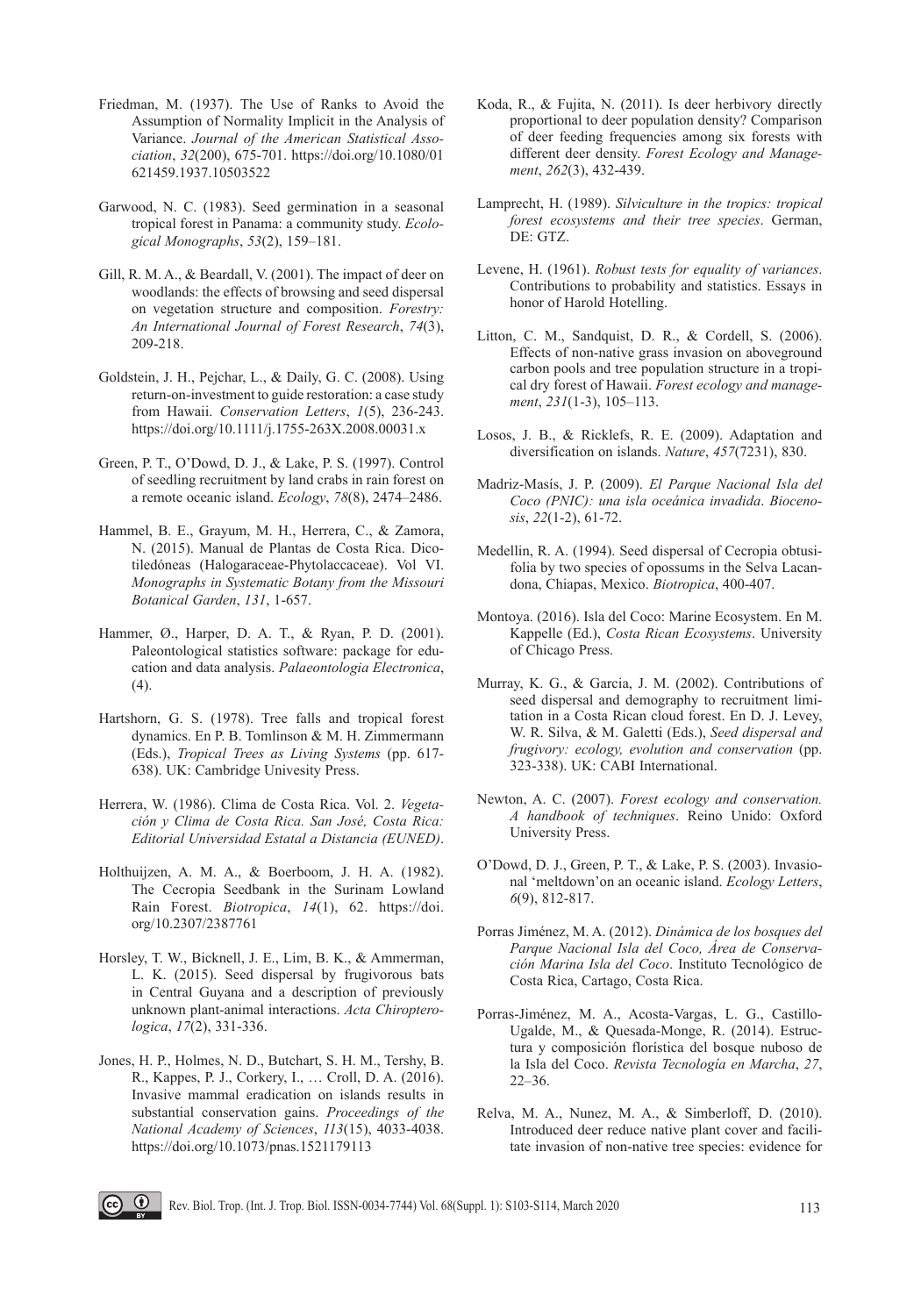Friedman, M. (1937). The Use of Ranks to Avoid the Assumption of Normality Implicit in the Analysis of Variance. *Journal of the American Statistical Association*, *32*(200), 675-701. https://doi.org/10.1080/01621459.1937.10503522

Garwood, N. C. (1983). Seed germination in a seasonal tropical forest in Panama: a community study. *Ecological Monographs*, *53*(2), 159–181.

Gill, R. M. A., & Beardall, V. (2001). The impact of deer on woodlands: the effects of browsing and seed dispersal on vegetation structure and composition. *Forestry: An International Journal of Forest Research*, *74*(3), 209-218.

Goldstein, J. H., Pejchar, L., & Daily, G. C. (2008). Using return-on-investment to guide restoration: a case study from Hawaii. *Conservation Letters*, *1*(5), 236-243. https://doi.org/10.1111/j.1755-263X.2008.00031.x

Green, P. T., O'Dowd, D. J., & Lake, P. S. (1997). Control of seedling recruitment by land crabs in rain forest on a remote oceanic island. *Ecology*, *78*(8), 2474–2486.

Hammel, B. E., Grayum, M. H., Herrera, C., & Zamora, N. (2015). Manual de Plantas de Costa Rica. Dicotiledóneas (Halogaraceae-Phytolaccaceae). Vol VI. *Monographs in Systematic Botany from the Missouri Botanical Garden*, *131*, 1-657.

Hammer, Ø., Harper, D. A. T., & Ryan, P. D. (2001). Paleontological statistics software: package for education and data analysis. *Palaeontologia Electronica*, (4).

Hartshorn, G. S. (1978). Tree falls and tropical forest dynamics. En P. B. Tomlinson & M. H. Zimmermann (Eds.), *Tropical Trees as Living Systems* (pp. 617-638). UK: Cambridge Univesity Press.

Herrera, W. (1986). Clima de Costa Rica. Vol. 2. *Vegetación y Clima de Costa Rica. San José, Costa Rica: Editorial Universidad Estatal a Distancia (EUNED)*.

Holthuijzen, A. M. A., & Boerboom, J. H. A. (1982). The Cecropia Seedbank in the Surinam Lowland Rain Forest. *Biotropica*, *14*(1), 62. https://doi.org/10.2307/2387761

Horsley, T. W., Bicknell, J. E., Lim, B. K., & Ammerman, L. K. (2015). Seed dispersal by frugivorous bats in Central Guyana and a description of previously unknown plant-animal interactions. *Acta Chiropterologica*, *17*(2), 331-336.

Jones, H. P., Holmes, N. D., Butchart, S. H. M., Tershy, B. R., Kappes, P. J., Corkery, I., … Croll, D. A. (2016). Invasive mammal eradication on islands results in substantial conservation gains. *Proceedings of the National Academy of Sciences*, *113*(15), 4033-4038. https://doi.org/10.1073/pnas.1521179113

Koda, R., & Fujita, N. (2011). Is deer herbivory directly proportional to deer population density? Comparison of deer feeding frequencies among six forests with different deer density. *Forest Ecology and Management*, *262*(3), 432-439.

Lamprecht, H. (1989). *Silviculture in the tropics: tropical forest ecosystems and their tree species*. German, DE: GTZ.

Levene, H. (1961). *Robust tests for equality of variances*. Contributions to probability and statistics. Essays in honor of Harold Hotelling.

Litton, C. M., Sandquist, D. R., & Cordell, S. (2006). Effects of non-native grass invasion on aboveground carbon pools and tree population structure in a tropical dry forest of Hawaii. *Forest ecology and management*, *231*(1-3), 105–113.

Losos, J. B., & Ricklefs, R. E. (2009). Adaptation and diversification on islands. *Nature*, *457*(7231), 830.

Madriz-Masís, J. P. (2009). *El Parque Nacional Isla del Coco (PNIC): una isla oceánica invadida*. *Biocenosis*, *22*(1-2), 61-72.

Medellin, R. A. (1994). Seed dispersal of Cecropia obtusifolia by two species of opossums in the Selva Lacandona, Chiapas, Mexico. *Biotropica*, 400-407.

Montoya. (2016). Isla del Coco: Marine Ecosystem. En M. Kappelle (Ed.), *Costa Rican Ecosystems*. University of Chicago Press.

Murray, K. G., & Garcia, J. M. (2002). Contributions of seed dispersal and demography to recruitment limitation in a Costa Rican cloud forest. En D. J. Levey, W. R. Silva, & M. Galetti (Eds.), *Seed dispersal and frugivory: ecology, evolution and conservation* (pp. 323-338). UK: CABI International.

Newton, A. C. (2007). *Forest ecology and conservation. A handbook of techniques*. Reino Unido: Oxford University Press.

O'Dowd, D. J., Green, P. T., & Lake, P. S. (2003). Invasional 'meltdown'on an oceanic island. *Ecology Letters*, *6*(9), 812-817.

Porras Jiménez, M. A. (2012). *Dinámica de los bosques del Parque Nacional Isla del Coco, Área de Conservación Marina Isla del Coco*. Instituto Tecnológico de Costa Rica, Cartago, Costa Rica.

Porras-Jiménez, M. A., Acosta-Vargas, L. G., Castillo-Ugalde, M., & Quesada-Monge, R. (2014). Estructura y composición florística del bosque nuboso de la Isla del Coco. *Revista Tecnología en Marcha*, *27*, 22–36.

Relva, M. A., Nunez, M. A., & Simberloff, D. (2010). Introduced deer reduce native plant cover and facilitate invasion of non-native tree species: evidence for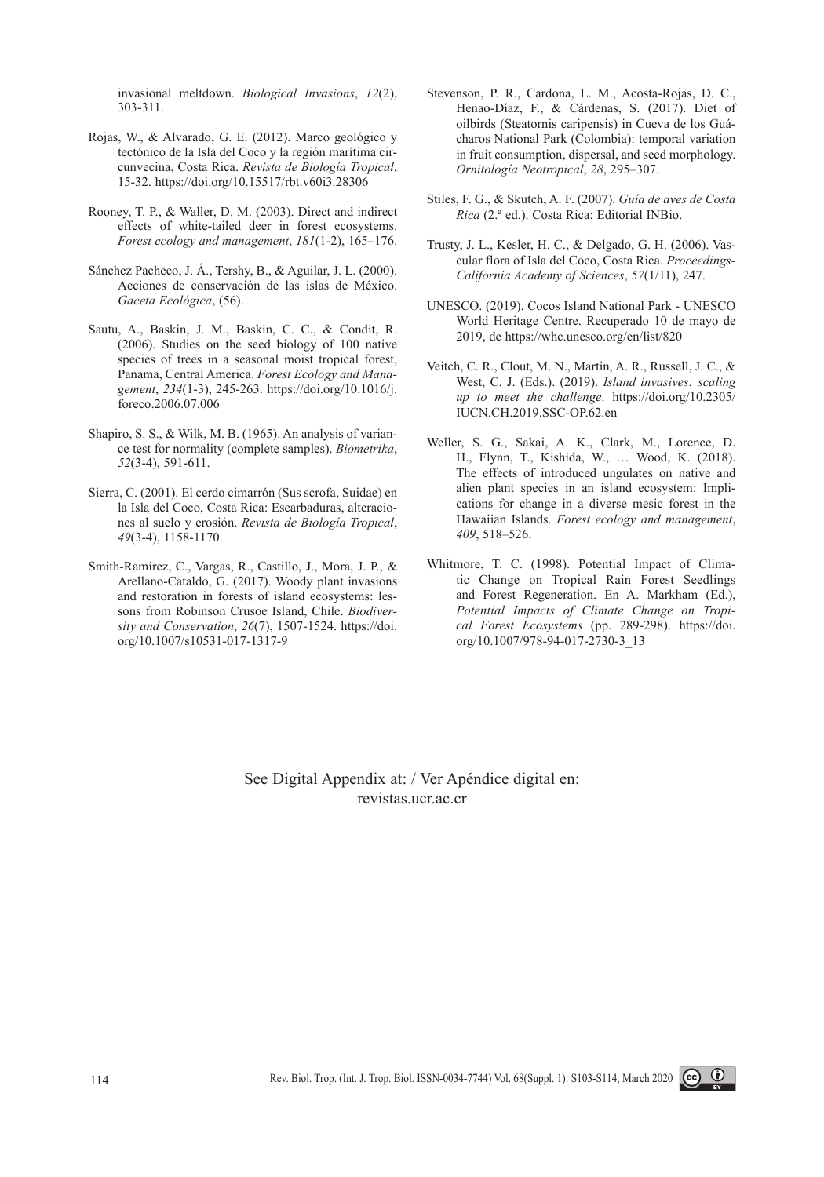invasional meltdown. *Biological Invasions*, *12*(2), 303-311.

Rojas, W., & Alvarado, G. E. (2012). Marco geológico y tectónico de la Isla del Coco y la región marítima circunvecina, Costa Rica. *Revista de Biología Tropical*, 15-32. https://doi.org/10.15517/rbt.v60i3.28306

Rooney, T. P., & Waller, D. M. (2003). Direct and indirect effects of white-tailed deer in forest ecosystems. *Forest ecology and management*, *181*(1-2), 165–176.

Sánchez Pacheco, J. Á., Tershy, B., & Aguilar, J. L. (2000). Acciones de conservación de las islas de México. *Gaceta Ecológica*, (56).

Sautu, A., Baskin, J. M., Baskin, C. C., & Condit, R. (2006). Studies on the seed biology of 100 native species of trees in a seasonal moist tropical forest, Panama, Central America. *Forest Ecology and Management*, *234*(1-3), 245-263. https://doi.org/10.1016/j.foreco.2006.07.006

Shapiro, S. S., & Wilk, M. B. (1965). An analysis of variance test for normality (complete samples). *Biometrika*, *52*(3-4), 591-611.

Sierra, C. (2001). El cerdo cimarrón (Sus scrofa, Suidae) en la Isla del Coco, Costa Rica: Escarbaduras, alteraciones al suelo y erosión. *Revista de Biología Tropical*, *49*(3-4), 1158-1170.

Smith-Ramírez, C., Vargas, R., Castillo, J., Mora, J. P., & Arellano-Cataldo, G. (2017). Woody plant invasions and restoration in forests of island ecosystems: lessons from Robinson Crusoe Island, Chile. *Biodiversity and Conservation*, *26*(7), 1507-1524. https://doi.org/10.1007/s10531-017-1317-9

Stevenson, P. R., Cardona, L. M., Acosta-Rojas, D. C., Henao-Díaz, F., & Cárdenas, S. (2017). Diet of oilbirds (Steatornis caripensis) in Cueva de los Guácharos National Park (Colombia): temporal variation in fruit consumption, dispersal, and seed morphology. *Ornitología Neotropical*, *28*, 295–307.

Stiles, F. G., & Skutch, A. F. (2007). *Guía de aves de Costa Rica* (2.ª ed.). Costa Rica: Editorial INBio.

Trusty, J. L., Kesler, H. C., & Delgado, G. H. (2006). Vascular flora of Isla del Coco, Costa Rica. *Proceedings-California Academy of Sciences*, *57*(1/11), 247.

UNESCO. (2019). Cocos Island National Park - UNESCO World Heritage Centre. Recuperado 10 de mayo de 2019, de https://whc.unesco.org/en/list/820

Veitch, C. R., Clout, M. N., Martin, A. R., Russell, J. C., & West, C. J. (Eds.). (2019). *Island invasives: scaling up to meet the challenge*. https://doi.org/10.2305/IUCN.CH.2019.SSC-OP.62.en

Weller, S. G., Sakai, A. K., Clark, M., Lorence, D. H., Flynn, T., Kishida, W., … Wood, K. (2018). The effects of introduced ungulates on native and alien plant species in an island ecosystem: Implications for change in a diverse mesic forest in the Hawaiian Islands. *Forest ecology and management*, *409*, 518–526.

Whitmore, T. C. (1998). Potential Impact of Climatic Change on Tropical Rain Forest Seedlings and Forest Regeneration. En A. Markham (Ed.), *Potential Impacts of Climate Change on Tropical Forest Ecosystems* (pp. 289-298). https://doi.org/10.1007/978-94-017-2730-3_13

See Digital Appendix at: / Ver Apéndice digital en: revistas.ucr.ac.cr